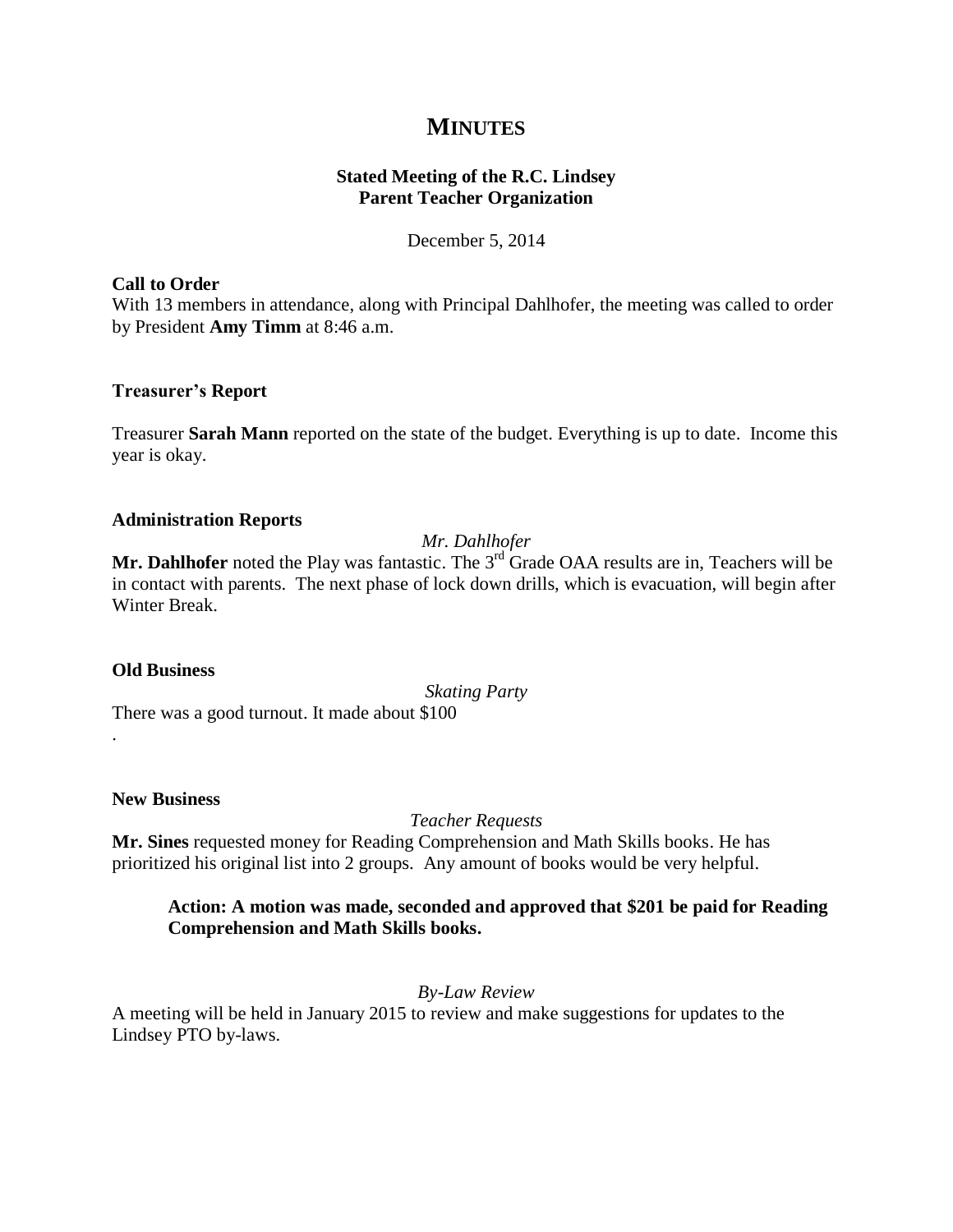# MINUTES

**Stated Meeting of the R.C. Lindsey**
**Parent Teacher Organization**

December 5, 2014

**Call to Order**

With 13 members in attendance, along with Principal Dahlhofer, the meeting was called to order by President **Amy Timm** at 8:46 a.m.

**Treasurer's Report**

Treasurer **Sarah Mann** reported on the state of the budget. Everything is up to date. Income this year is okay.

**Administration Reports**

*Mr. Dahlhofer*

**Mr. Dahlhofer** noted the Play was fantastic. The 3rd Grade OAA results are in, Teachers will be in contact with parents. The next phase of lock down drills, which is evacuation, will begin after Winter Break.

**Old Business**

*Skating Party*

There was a good turnout. It made about $100
.

**New Business**

*Teacher Requests*

**Mr. Sines** requested money for Reading Comprehension and Math Skills books. He has prioritized his original list into 2 groups. Any amount of books would be very helpful.

> **Action: A motion was made, seconded and approved that $201 be paid for Reading Comprehension and Math Skills books.**

*By-Law Review*

A meeting will be held in January 2015 to review and make suggestions for updates to the Lindsey PTO by-laws.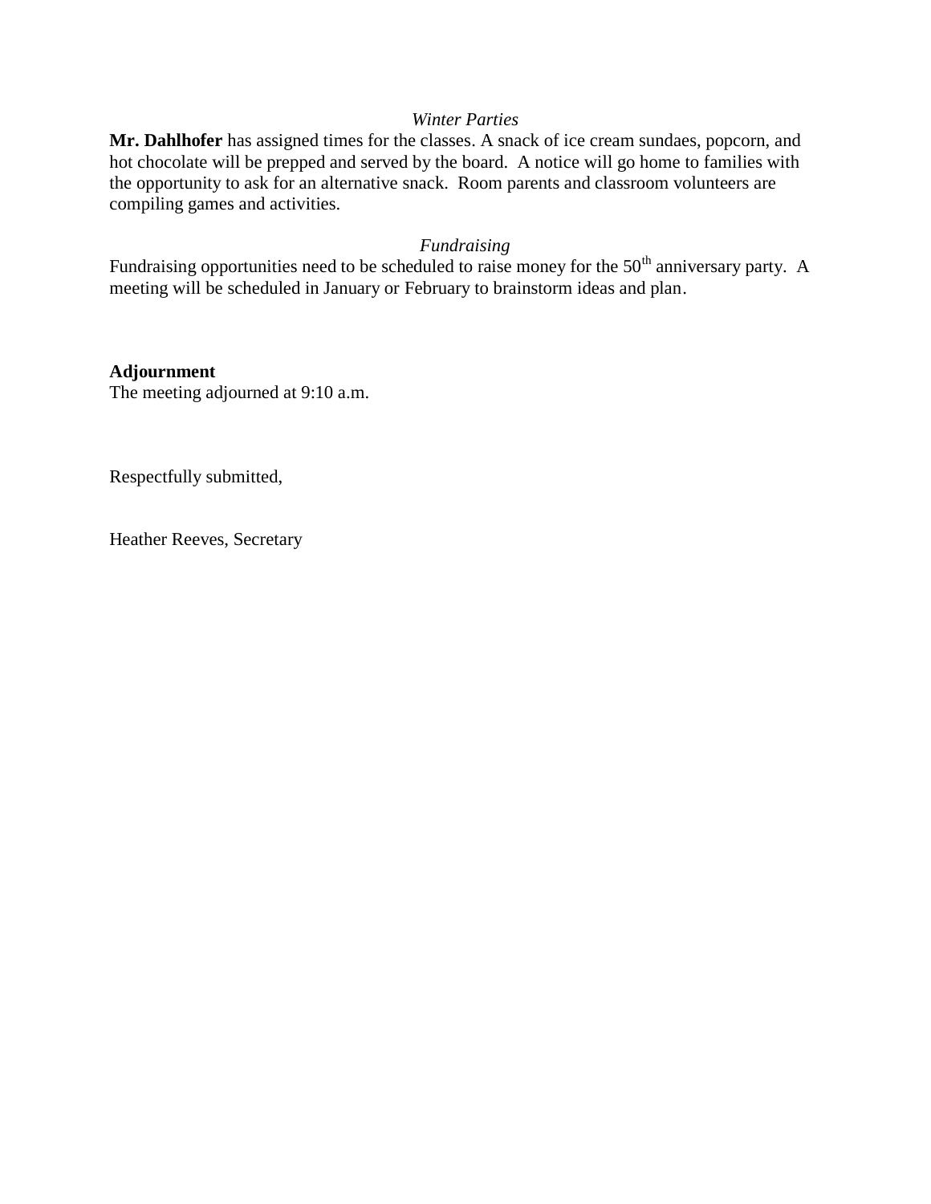*Winter Parties*

**Mr. Dahlhofer** has assigned times for the classes. A snack of ice cream sundaes, popcorn, and hot chocolate will be prepped and served by the board. A notice will go home to families with the opportunity to ask for an alternative snack. Room parents and classroom volunteers are compiling games and activities.

*Fundraising*

Fundraising opportunities need to be scheduled to raise money for the 50th anniversary party. A meeting will be scheduled in January or February to brainstorm ideas and plan.

**Adjournment**

The meeting adjourned at 9:10 a.m.

Respectfully submitted,

Heather Reeves, Secretary